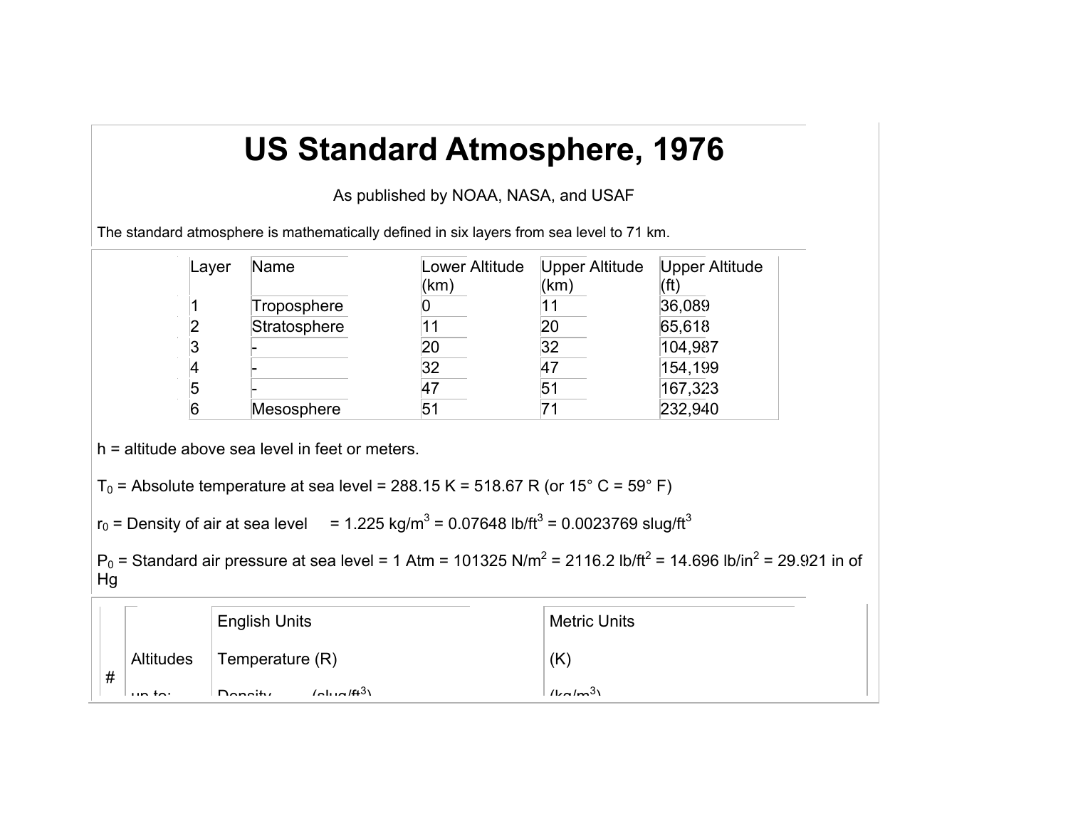# US Standard Atmosphere, 1976

As published by NOAA, NASA, and USAF

The standard atmosphere is mathematically defined in six layers from sea level to 71 km.

| Layer | Name | Lower Altitude (km) | Upper Altitude (km) | Upper Altitude (ft) |
|---|---|---|---|---|
| 1 | Troposphere | 0 | 11 | 36,089 |
| 2 | Stratosphere | 11 | 20 | 65,618 |
| 3 | - | 20 | 32 | 104,987 |
| 4 | - | 32 | 47 | 154,199 |
| 5 | - | 47 | 51 | 167,323 |
| 6 | Mesosphere | 51 | 71 | 232,940 |

h = altitude above sea level in feet or meters.

$T_0$ = Absolute temperature at sea level = 288.15 K = 518.67 R (or 15° C = 59° F)

$r_0$ = Density of air at sea level = 1.225 kg/m$^3$ = 0.07648 lb/ft$^3$ = 0.0023769 slug/ft$^3$

$P_0$ = Standard air pressure at sea level = 1 Atm = 101325 N/m$^2$ = 2116.2 lb/ft$^2$ = 14.696 lb/in$^2$ = 29.921 in of Hg

| # | Altitudes up to: | English Units | Metric Units |
|---|---|---|---|
| | | Temperature (R) | (K) |
| | | Density (slug/ft$^3$) | (kg/m$^3$) |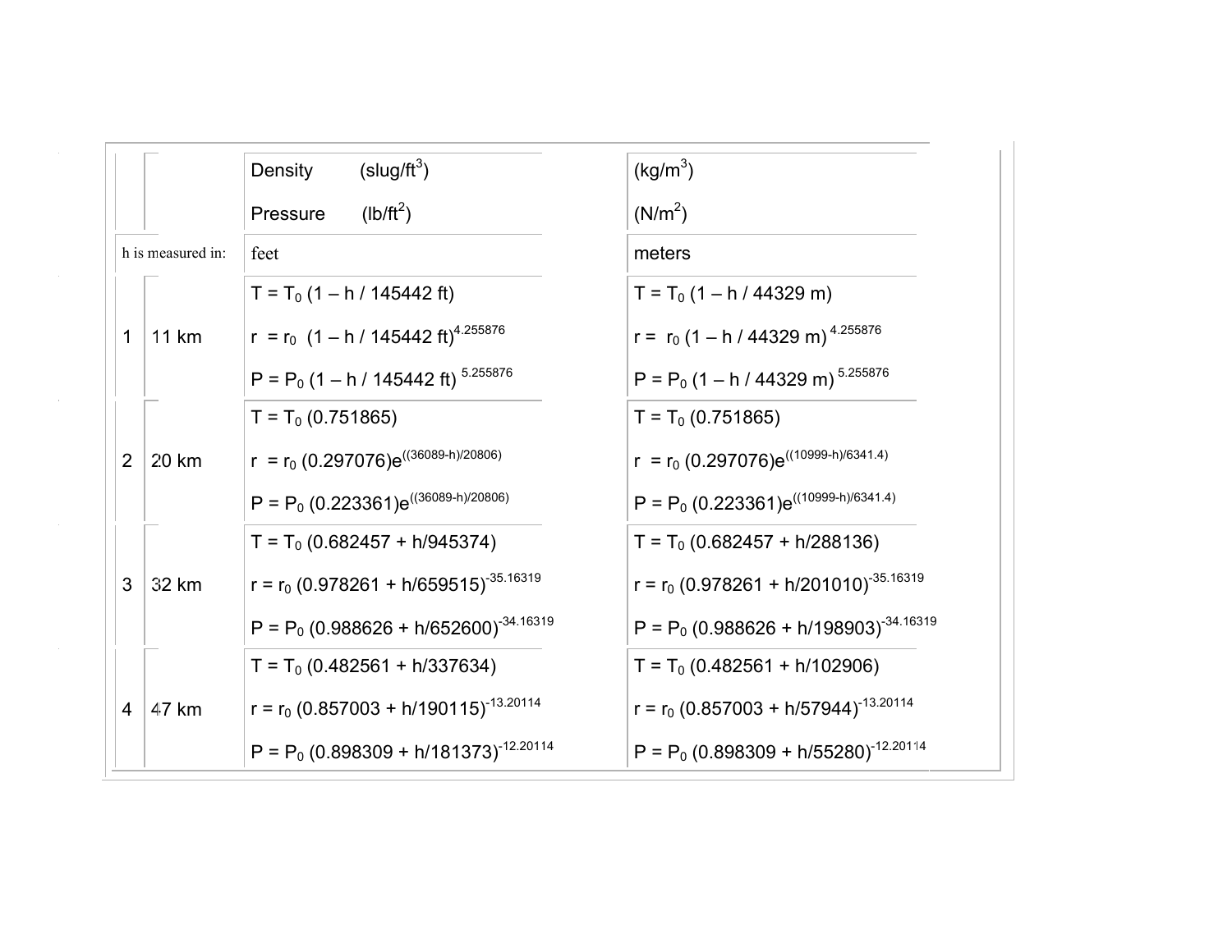|  |  | Density (slug/ft$^3$)<br>Pressure (lb/ft$^2$) | (kg/m$^3$)<br>(N/m$^2$) |
|---|---|---|---|
| h is measured in: |  | feet | meters |
| 1 | 11 km | $T = T_0 (1 – h / 145442 \text{ ft})$<br>$r = r_0 (1 – h / 145442 \text{ ft})^{4.255876}$<br>$P = P_0 (1 – h / 145442 \text{ ft})^{5.255876}$ | $T = T_0 (1 – h / 44329 \text{ m})$<br>$r = r_0 (1 – h / 44329 \text{ m})^{4.255876}$<br>$P = P_0 (1 – h / 44329 \text{ m})^{5.255876}$ |
| 2 | 20 km | $T = T_0 (0.751865)$<br>$r = r_0 (0.297076)e^{((36089-h)/20806)}$<br>$P = P_0 (0.223361)e^{((36089-h)/20806)}$ | $T = T_0 (0.751865)$<br>$r = r_0 (0.297076)e^{((10999-h)/6341.4)}$<br>$P = P_0 (0.223361)e^{((10999-h)/6341.4)}$ |
| 3 | 32 km | $T = T_0 (0.682457 + h/945374)$<br>$r = r_0 (0.978261 + h/659515)^{-35.16319}$<br>$P = P_0 (0.988626 + h/652600)^{-34.16319}$ | $T = T_0 (0.682457 + h/288136)$<br>$r = r_0 (0.978261 + h/201010)^{-35.16319}$<br>$P = P_0 (0.988626 + h/198903)^{-34.16319}$ |
| 4 | 47 km | $T = T_0 (0.482561 + h/337634)$<br>$r = r_0 (0.857003 + h/190115)^{-13.20114}$<br>$P = P_0 (0.898309 + h/181373)^{-12.20114}$ | $T = T_0 (0.482561 + h/102906)$<br>$r = r_0 (0.857003 + h/57944)^{-13.20114}$<br>$P = P_0 (0.898309 + h/55280)^{-12.20114}$ |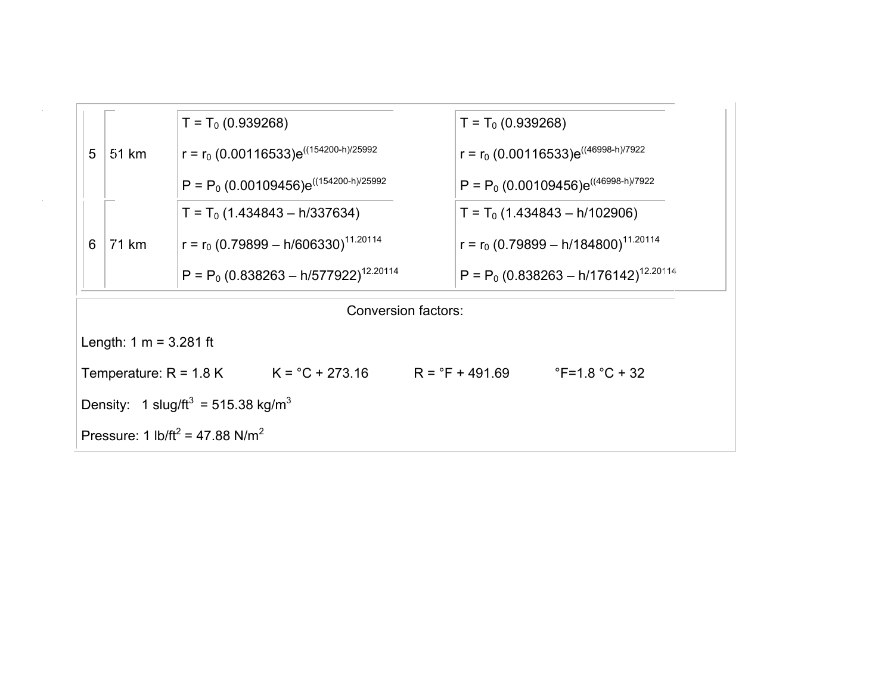| | | | |
|---|---|---|---|
| 5 | 51 km | $T = T_0\,(0.939268)$<br>$r = r_0\,(0.00116533)e^{((154200-h)/25992}$<br>$P = P_0\,(0.00109456)e^{((154200-h)/25992}$ | $T = T_0\,(0.939268)$<br>$r = r_0\,(0.00116533)e^{((46998-h)/7922}$<br>$P = P_0\,(0.00109456)e^{((46998-h)/7922}$ |
| 6 | 71 km | $T = T_0\,(1.434843 – h/337634)$<br>$r = r_0\,(0.79899 – h/606330)^{11.20114}$<br>$P = P_0\,(0.838263 – h/577922)^{12.20114}$ | $T = T_0\,(1.434843 – h/102906)$<br>$r = r_0\,(0.79899 – h/184800)^{11.20114}$<br>$P = P_0\,(0.838263 – h/176142)^{12.20114}$ |

Conversion factors:

Length: 1 m = 3.281 ft

Temperature: R = 1.8 K  K = °C + 273.16  R = °F + 491.69  °F=1.8 °C + 32

Density: 1 slug/ft$^3$ = 515.38 kg/m$^3$

Pressure: 1 lb/ft$^2$ = 47.88 N/m$^2$